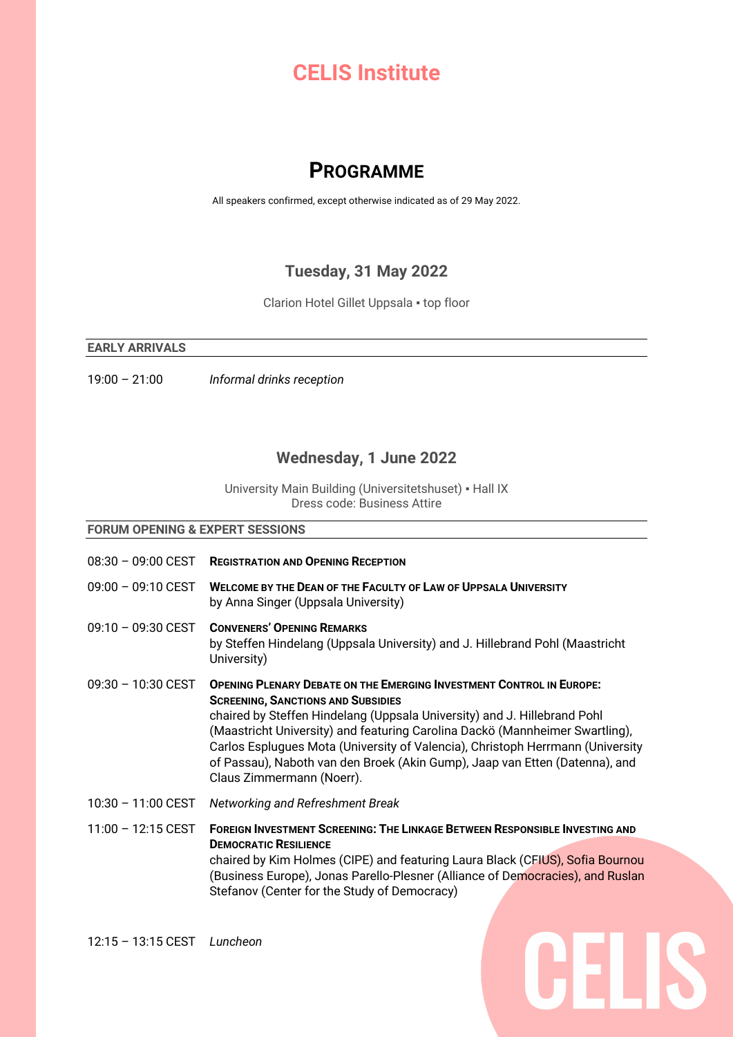# CELIS Institute

## Programme

All speakers confirmed, except otherwise indicated as of 29 May 2022.

### Tuesday, 31 May 2022

Clarion Hotel Gillet Uppsala ▪ top floor

**EARLY ARRIVALS**

19:00 – 21:00 *Informal drinks reception*

### Wednesday, 1 June 2022

University Main Building (Universitetshuset) ▪ Hall IX
Dress code: Business Attire

**FORUM OPENING & EXPERT SESSIONS**

08:30 – 09:00 CEST **Registration and Opening Reception**

09:00 – 09:10 CEST **Welcome by the Dean of the Faculty of Law of Uppsala University**
by Anna Singer (Uppsala University)

09:10 – 09:30 CEST **Conveners' Opening Remarks**
by Steffen Hindelang (Uppsala University) and J. Hillebrand Pohl (Maastricht University)

09:30 – 10:30 CEST **Opening Plenary Debate on the Emerging Investment Control in Europe: Screening, Sanctions and Subsidies**
chaired by Steffen Hindelang (Uppsala University) and J. Hillebrand Pohl (Maastricht University) and featuring Carolina Dackö (Mannheimer Swartling), Carlos Esplugues Mota (University of Valencia), Christoph Herrmann (University of Passau), Naboth van den Broek (Akin Gump), Jaap van Etten (Datenna), and Claus Zimmermann (Noerr).

10:30 – 11:00 CEST *Networking and Refreshment Break*

11:00 – 12:15 CEST **Foreign Investment Screening: The Linkage Between Responsible Investing and Democratic Resilience**
chaired by Kim Holmes (CIPE) and featuring Laura Black (CFIUS), Sofia Bournou (Business Europe), Jonas Parello-Plesner (Alliance of Democracies), and Ruslan Stefanov (Center for the Study of Democracy)

12:15 – 13:15 CEST *Luncheon*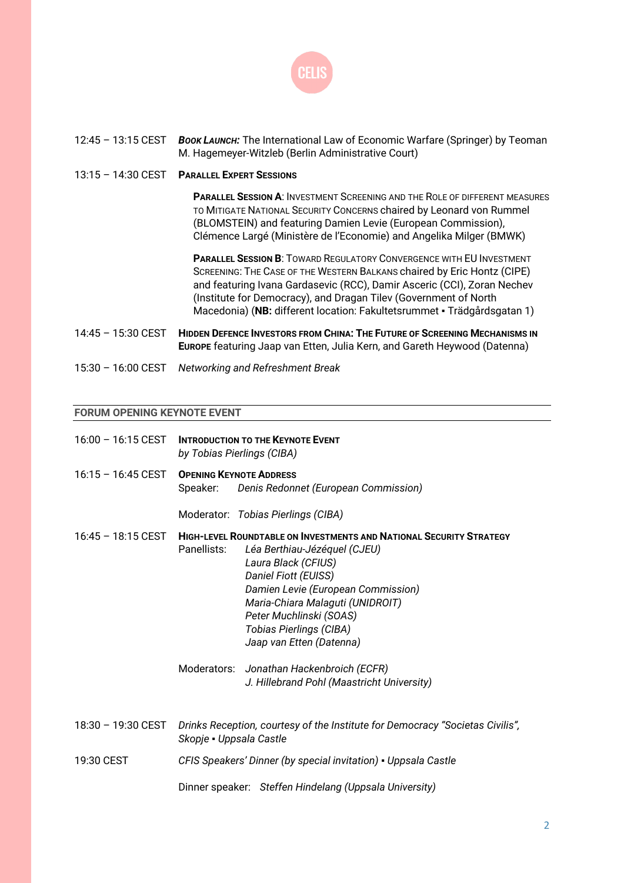12:45 – 13:15 CEST ***Book Launch:*** The International Law of Economic Warfare (Springer) by Teoman M. Hagemeyer-Witzleb (Berlin Administrative Court)

13:15 – 14:30 CEST **Parallel Expert Sessions**

**Parallel Session A**: Investment Screening and the Role of different measures to Mitigate National Security Concerns chaired by Leonard von Rummel (BLOMSTEIN) and featuring Damien Levie (European Commission), Clémence Largé (Ministère de l'Economie) and Angelika Milger (BMWK)

**Parallel Session B**: Toward Regulatory Convergence with EU Investment Screening: The Case of the Western Balkans chaired by Eric Hontz (CIPE) and featuring Ivana Gardasevic (RCC), Damir Asceric (CCI), Zoran Nechev (Institute for Democracy), and Dragan Tilev (Government of North Macedonia) (**NB:** different location: Fakultetsrummet ▪ Trädgårdsgatan 1)

14:45 – 15:30 CEST **Hidden Defence Investors from China: The Future of Screening Mechanisms in Europe** featuring Jaap van Etten, Julia Kern, and Gareth Heywood (Datenna)

15:30 – 16:00 CEST *Networking and Refreshment Break*

## FORUM OPENING KEYNOTE EVENT

16:00 – 16:15 CEST **Introduction to the Keynote Event**
*by Tobias Pierlings (CIBA)*

16:15 – 16:45 CEST **Opening Keynote Address**
Speaker: *Denis Redonnet (European Commission)*

Moderator: *Tobias Pierlings (CIBA)*

16:45 – 18:15 CEST **High-level Roundtable on Investments and National Security Strategy**
Panellists:
*Léa Berthiau-Jézéquel (CJEU)*
*Laura Black (CFIUS)*
*Daniel Fiott (EUISS)*
*Damien Levie (European Commission)*
*Maria-Chiara Malaguti (UNIDROIT)*
*Peter Muchlinski (SOAS)*
*Tobias Pierlings (CIBA)*
*Jaap van Etten (Datenna)*

Moderators:
*Jonathan Hackenbroich (ECFR)*
*J. Hillebrand Pohl (Maastricht University)*

18:30 – 19:30 CEST *Drinks Reception, courtesy of the Institute for Democracy "Societas Civilis", Skopje ▪ Uppsala Castle*

19:30 CEST *CFIS Speakers' Dinner (by special invitation) ▪ Uppsala Castle*

Dinner speaker: *Steffen Hindelang (Uppsala University)*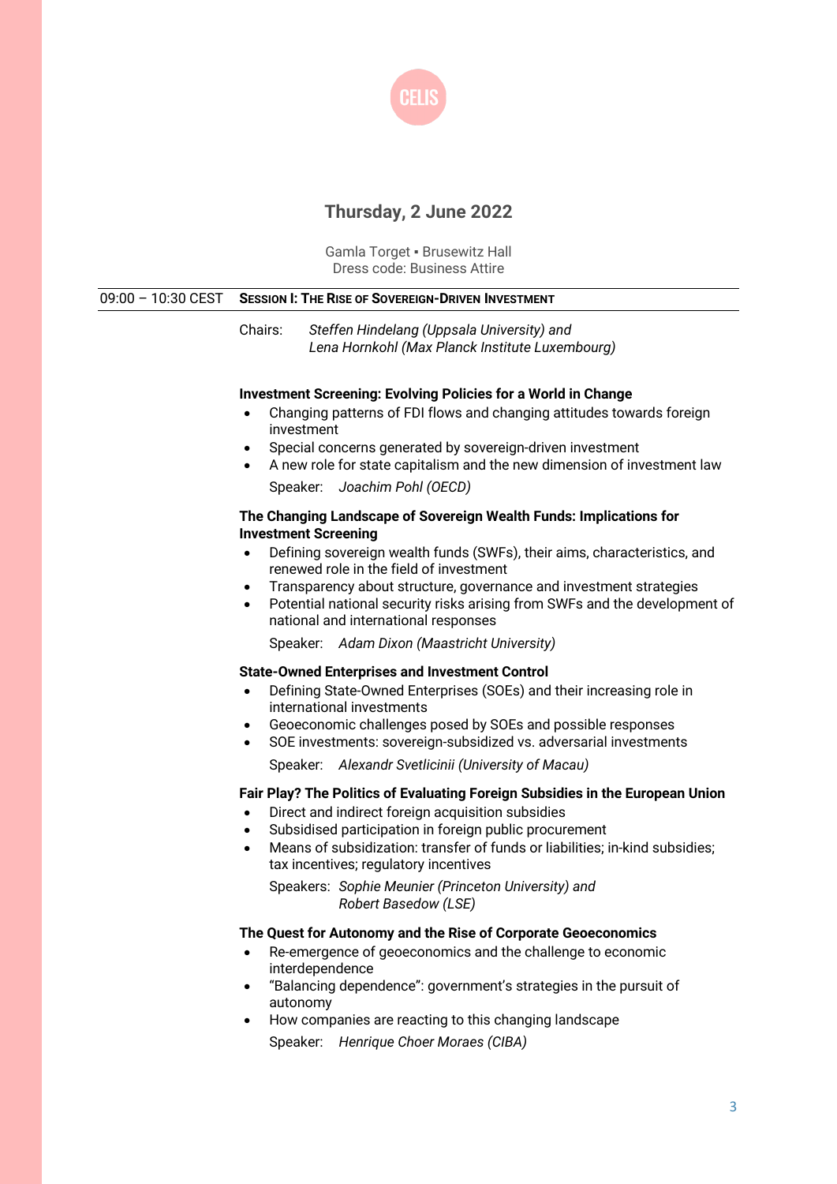CELIS

## Thursday, 2 June 2022

Gamla Torget ▪ Brusewitz Hall
Dress code: Business Attire

09:00 – 10:30 CEST **SESSION I: THE RISE OF SOVEREIGN-DRIVEN INVESTMENT**

Chairs: *Steffen Hindelang (Uppsala University) and*
*Lena Hornkohl (Max Planck Institute Luxembourg)*

**Investment Screening: Evolving Policies for a World in Change**

- Changing patterns of FDI flows and changing attitudes towards foreign investment
- Special concerns generated by sovereign-driven investment
- A new role for state capitalism and the new dimension of investment law

Speaker: *Joachim Pohl (OECD)*

**The Changing Landscape of Sovereign Wealth Funds: Implications for Investment Screening**

- Defining sovereign wealth funds (SWFs), their aims, characteristics, and renewed role in the field of investment
- Transparency about structure, governance and investment strategies
- Potential national security risks arising from SWFs and the development of national and international responses

Speaker: *Adam Dixon (Maastricht University)*

**State-Owned Enterprises and Investment Control**

- Defining State-Owned Enterprises (SOEs) and their increasing role in international investments
- Geoeconomic challenges posed by SOEs and possible responses
- SOE investments: sovereign-subsidized vs. adversarial investments

Speaker: *Alexandr Svetlicinii (University of Macau)*

**Fair Play? The Politics of Evaluating Foreign Subsidies in the European Union**

- Direct and indirect foreign acquisition subsidies
- Subsidised participation in foreign public procurement
- Means of subsidization: transfer of funds or liabilities; in-kind subsidies; tax incentives; regulatory incentives

Speakers: *Sophie Meunier (Princeton University) and*
*Robert Basedow (LSE)*

**The Quest for Autonomy and the Rise of Corporate Geoeconomics**

- Re-emergence of geoeconomics and the challenge to economic interdependence
- "Balancing dependence": government's strategies in the pursuit of autonomy
- How companies are reacting to this changing landscape

Speaker: *Henrique Choer Moraes (CIBA)*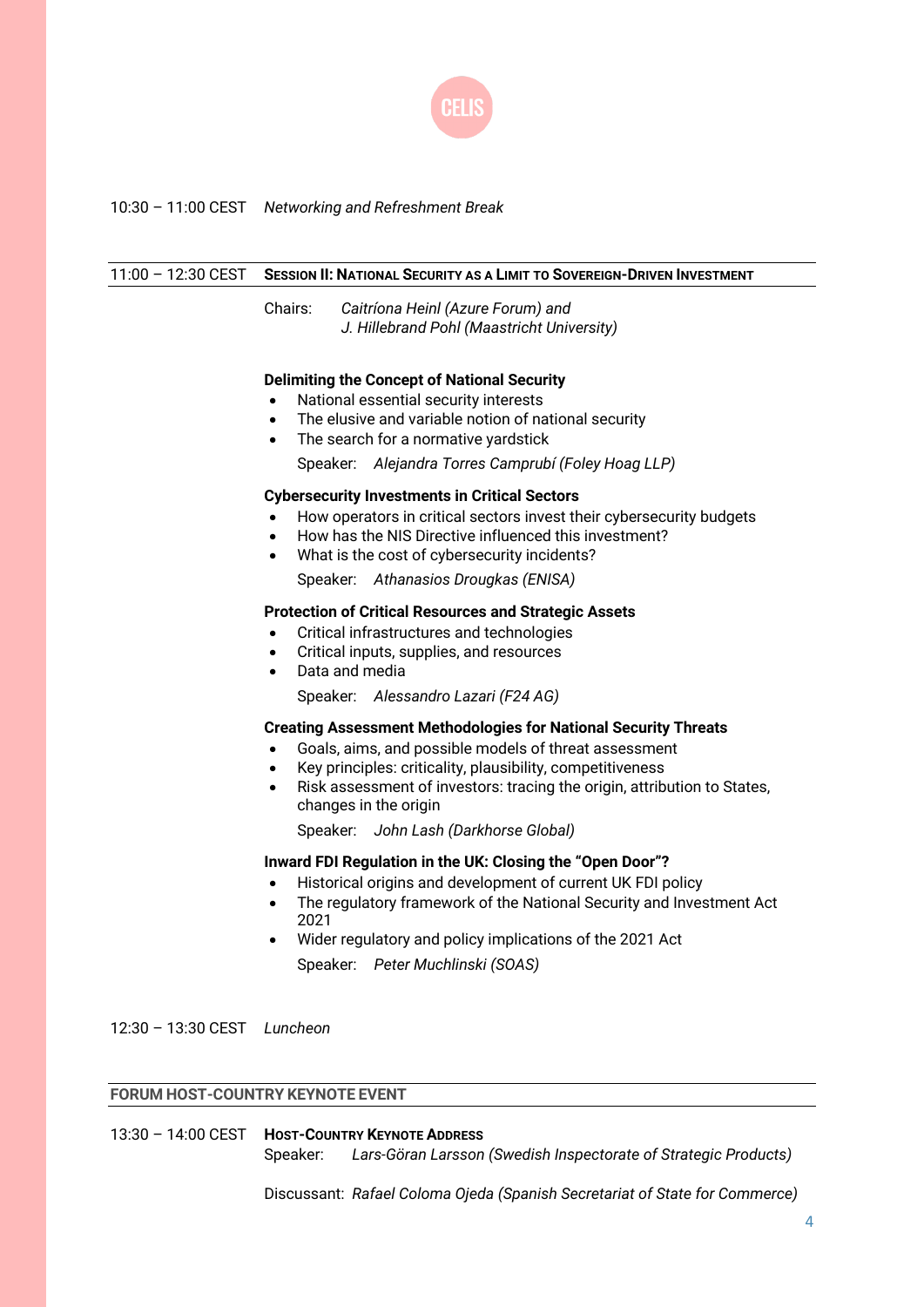10:30 – 11:00 CEST *Networking and Refreshment Break*

---

11:00 – 12:30 CEST **SESSION II: NATIONAL SECURITY AS A LIMIT TO SOVEREIGN-DRIVEN INVESTMENT**

Chairs: *Caitríona Heinl (Azure Forum) and J. Hillebrand Pohl (Maastricht University)*

**Delimiting the Concept of National Security**

- National essential security interests
- The elusive and variable notion of national security
- The search for a normative yardstick

Speaker: *Alejandra Torres Camprubí (Foley Hoag LLP)*

**Cybersecurity Investments in Critical Sectors**

- How operators in critical sectors invest their cybersecurity budgets
- How has the NIS Directive influenced this investment?
- What is the cost of cybersecurity incidents?

Speaker: *Athanasios Drougkas (ENISA)*

**Protection of Critical Resources and Strategic Assets**

- Critical infrastructures and technologies
- Critical inputs, supplies, and resources
- Data and media

Speaker: *Alessandro Lazari (F24 AG)*

**Creating Assessment Methodologies for National Security Threats**

- Goals, aims, and possible models of threat assessment
- Key principles: criticality, plausibility, competitiveness
- Risk assessment of investors: tracing the origin, attribution to States, changes in the origin

Speaker: *John Lash (Darkhorse Global)*

**Inward FDI Regulation in the UK: Closing the "Open Door"?**

- Historical origins and development of current UK FDI policy
- The regulatory framework of the National Security and Investment Act 2021
- Wider regulatory and policy implications of the 2021 Act

Speaker: *Peter Muchlinski (SOAS)*

12:30 – 13:30 CEST *Luncheon*

---

**FORUM HOST-COUNTRY KEYNOTE EVENT**

---

13:30 – 14:00 CEST **HOST-COUNTRY KEYNOTE ADDRESS**

Speaker: *Lars-Göran Larsson (Swedish Inspectorate of Strategic Products)*

Discussant: *Rafael Coloma Ojeda (Spanish Secretariat of State for Commerce)*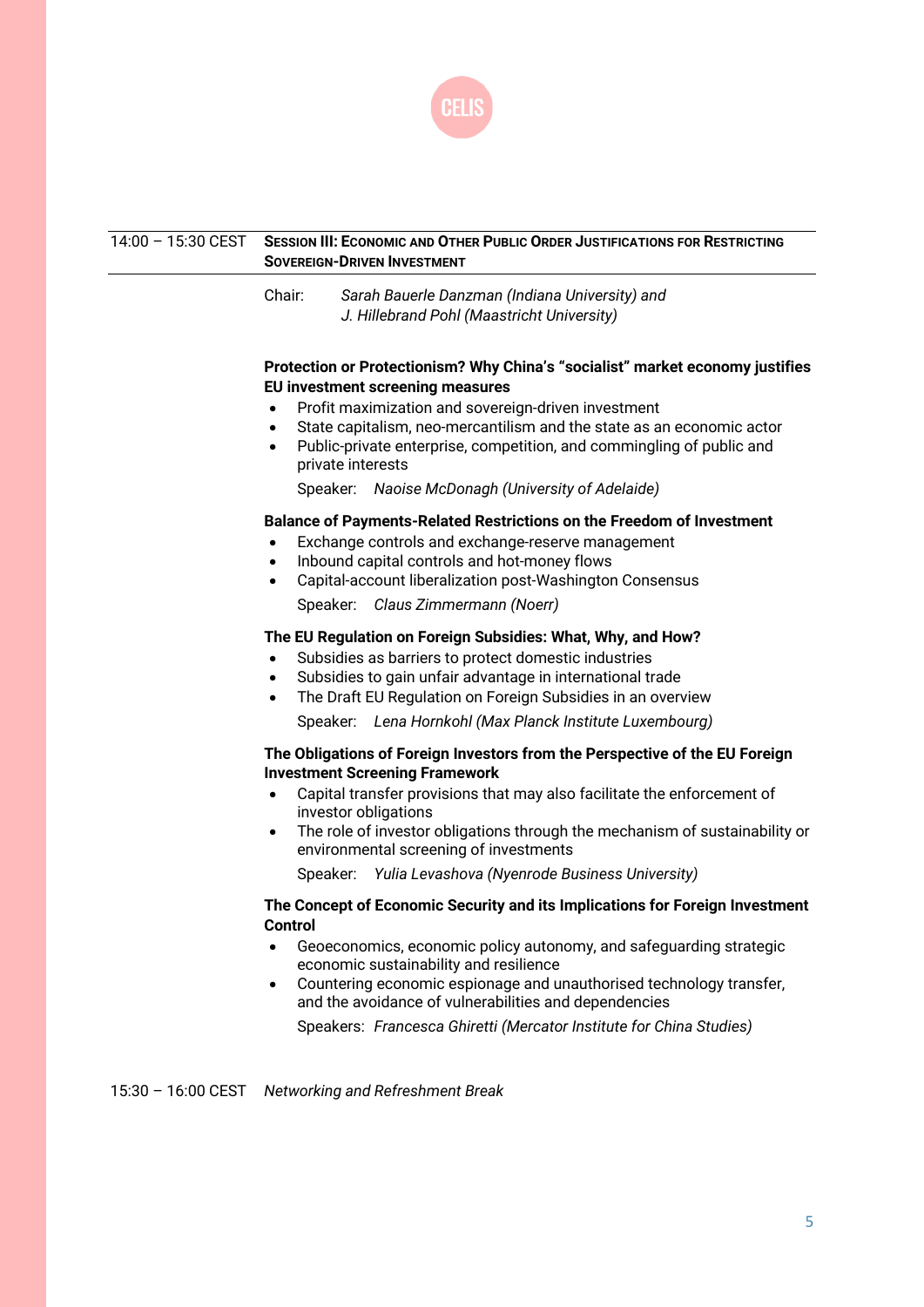14:00 – 15:30 CEST **SESSION III: ECONOMIC AND OTHER PUBLIC ORDER JUSTIFICATIONS FOR RESTRICTING SOVEREIGN-DRIVEN INVESTMENT**

Chair: *Sarah Bauerle Danzman (Indiana University) and J. Hillebrand Pohl (Maastricht University)*

**Protection or Protectionism? Why China's "socialist" market economy justifies EU investment screening measures**

- Profit maximization and sovereign-driven investment
- State capitalism, neo-mercantilism and the state as an economic actor
- Public-private enterprise, competition, and commingling of public and private interests

Speaker: *Naoise McDonagh (University of Adelaide)*

**Balance of Payments-Related Restrictions on the Freedom of Investment**

- Exchange controls and exchange-reserve management
- Inbound capital controls and hot-money flows
- Capital-account liberalization post-Washington Consensus

Speaker: *Claus Zimmermann (Noerr)*

**The EU Regulation on Foreign Subsidies: What, Why, and How?**

- Subsidies as barriers to protect domestic industries
- Subsidies to gain unfair advantage in international trade
- The Draft EU Regulation on Foreign Subsidies in an overview

Speaker: *Lena Hornkohl (Max Planck Institute Luxembourg)*

**The Obligations of Foreign Investors from the Perspective of the EU Foreign Investment Screening Framework**

- Capital transfer provisions that may also facilitate the enforcement of investor obligations
- The role of investor obligations through the mechanism of sustainability or environmental screening of investments

Speaker: *Yulia Levashova (Nyenrode Business University)*

**The Concept of Economic Security and its Implications for Foreign Investment Control**

- Geoeconomics, economic policy autonomy, and safeguarding strategic economic sustainability and resilience
- Countering economic espionage and unauthorised technology transfer, and the avoidance of vulnerabilities and dependencies

Speakers: *Francesca Ghiretti (Mercator Institute for China Studies)*

15:30 – 16:00 CEST *Networking and Refreshment Break*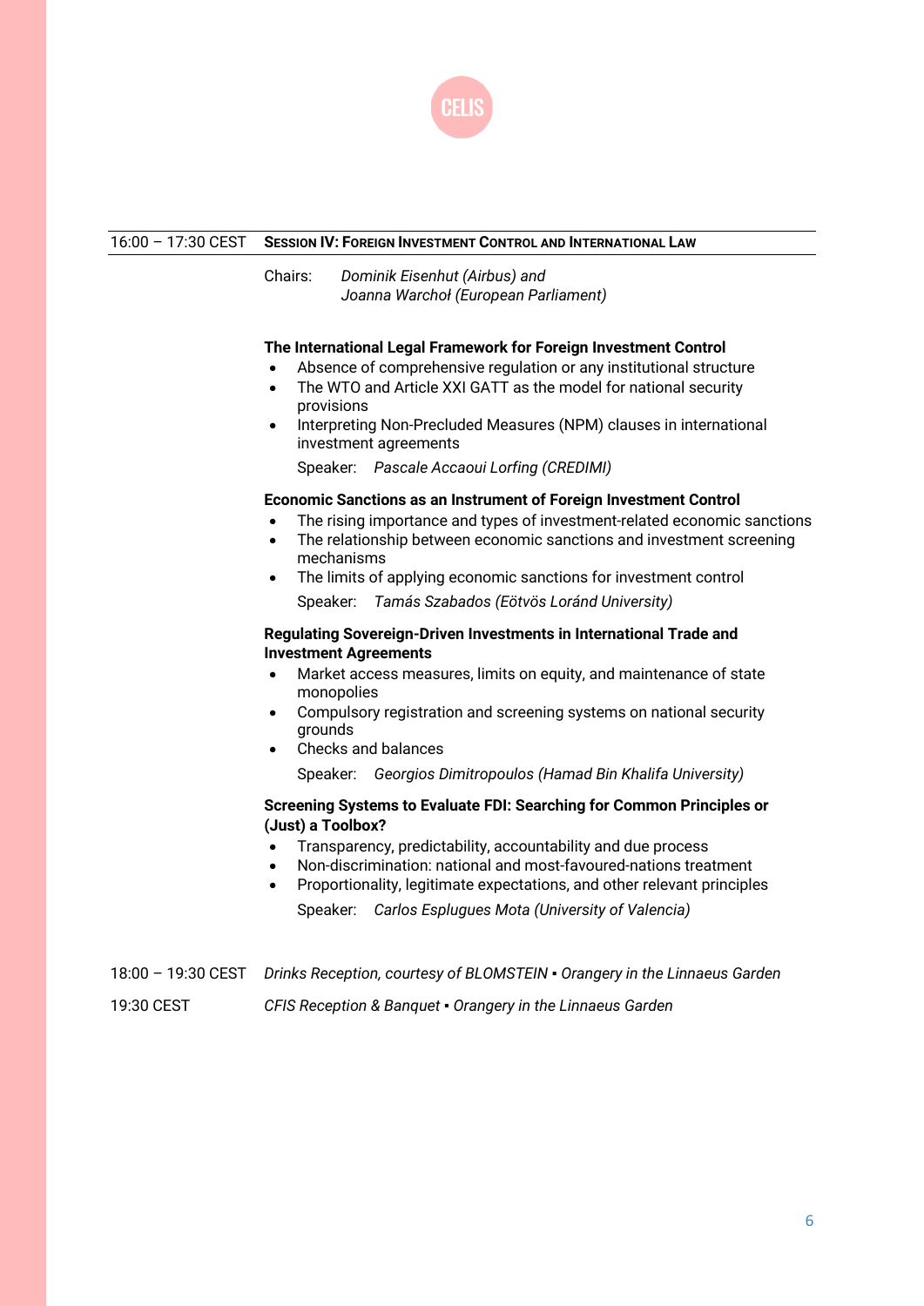16:00 – 17:30 CEST **SESSION IV: FOREIGN INVESTMENT CONTROL AND INTERNATIONAL LAW**

Chairs: *Dominik Eisenhut (Airbus) and*
*Joanna Warchoł (European Parliament)*

**The International Legal Framework for Foreign Investment Control**

- Absence of comprehensive regulation or any institutional structure
- The WTO and Article XXI GATT as the model for national security provisions
- Interpreting Non-Precluded Measures (NPM) clauses in international investment agreements

Speaker: *Pascale Accaoui Lorfing (CREDIMI)*

**Economic Sanctions as an Instrument of Foreign Investment Control**

- The rising importance and types of investment-related economic sanctions
- The relationship between economic sanctions and investment screening mechanisms
- The limits of applying economic sanctions for investment control

Speaker: *Tamás Szabados (Eötvös Loránd University)*

**Regulating Sovereign-Driven Investments in International Trade and Investment Agreements**

- Market access measures, limits on equity, and maintenance of state monopolies
- Compulsory registration and screening systems on national security grounds
- Checks and balances

Speaker: *Georgios Dimitropoulos (Hamad Bin Khalifa University)*

**Screening Systems to Evaluate FDI: Searching for Common Principles or (Just) a Toolbox?**

- Transparency, predictability, accountability and due process
- Non-discrimination: national and most-favoured-nations treatment
- Proportionality, legitimate expectations, and other relevant principles

Speaker: *Carlos Esplugues Mota (University of Valencia)*

18:00 – 19:30 CEST *Drinks Reception, courtesy of BLOMSTEIN ▪ Orangery in the Linnaeus Garden*

19:30 CEST *CFIS Reception & Banquet ▪ Orangery in the Linnaeus Garden*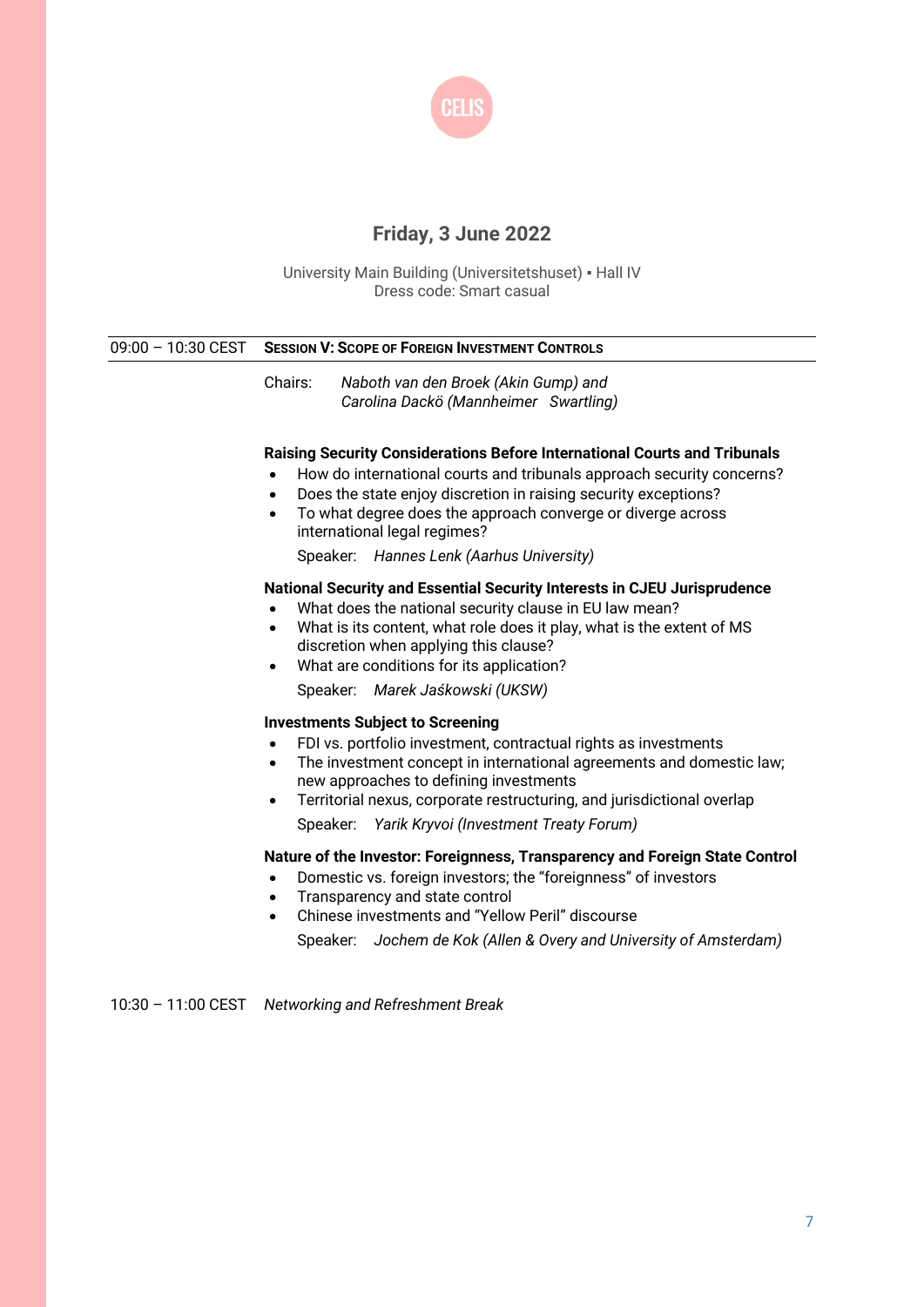CELIS

## Friday, 3 June 2022

University Main Building (Universitetshuset) ▪ Hall IV
Dress code: Smart casual

09:00 – 10:30 CEST **Session V: Scope of Foreign Investment Controls**

Chairs: *Naboth van den Broek (Akin Gump) and Carolina Dackö (Mannheimer Swartling)*

**Raising Security Considerations Before International Courts and Tribunals**

- How do international courts and tribunals approach security concerns?
- Does the state enjoy discretion in raising security exceptions?
- To what degree does the approach converge or diverge across international legal regimes?

Speaker: *Hannes Lenk (Aarhus University)*

**National Security and Essential Security Interests in CJEU Jurisprudence**

- What does the national security clause in EU law mean?
- What is its content, what role does it play, what is the extent of MS discretion when applying this clause?
- What are conditions for its application?

Speaker: *Marek Jaśkowski (UKSW)*

**Investments Subject to Screening**

- FDI vs. portfolio investment, contractual rights as investments
- The investment concept in international agreements and domestic law; new approaches to defining investments
- Territorial nexus, corporate restructuring, and jurisdictional overlap

Speaker: *Yarik Kryvoi (Investment Treaty Forum)*

**Nature of the Investor: Foreignness, Transparency and Foreign State Control**

- Domestic vs. foreign investors; the "foreignness" of investors
- Transparency and state control
- Chinese investments and "Yellow Peril" discourse

Speaker: *Jochem de Kok (Allen & Overy and University of Amsterdam)*

10:30 – 11:00 CEST *Networking and Refreshment Break*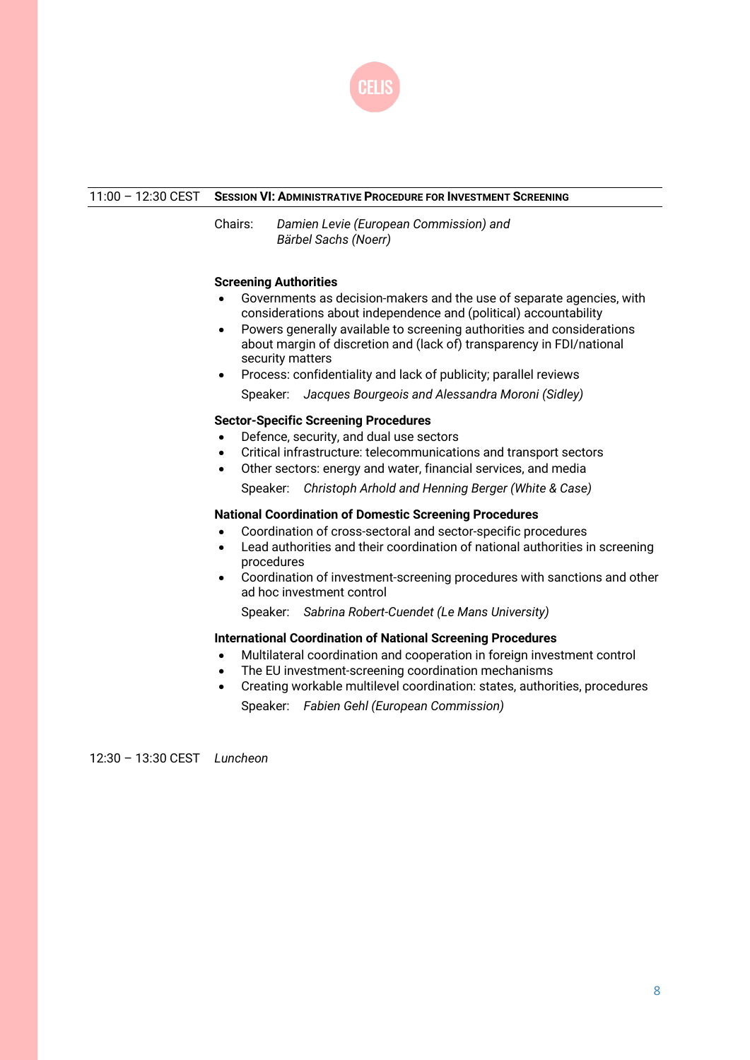11:00 – 12:30 CEST **Session VI: Administrative Procedure for Investment Screening**

Chairs: *Damien Levie (European Commission) and Bärbel Sachs (Noerr)*

**Screening Authorities**

- Governments as decision-makers and the use of separate agencies, with considerations about independence and (political) accountability
- Powers generally available to screening authorities and considerations about margin of discretion and (lack of) transparency in FDI/national security matters
- Process: confidentiality and lack of publicity; parallel reviews

Speaker: *Jacques Bourgeois and Alessandra Moroni (Sidley)*

**Sector-Specific Screening Procedures**

- Defence, security, and dual use sectors
- Critical infrastructure: telecommunications and transport sectors
- Other sectors: energy and water, financial services, and media

Speaker: *Christoph Arhold and Henning Berger (White & Case)*

**National Coordination of Domestic Screening Procedures**

- Coordination of cross-sectoral and sector-specific procedures
- Lead authorities and their coordination of national authorities in screening procedures
- Coordination of investment-screening procedures with sanctions and other ad hoc investment control

Speaker: *Sabrina Robert-Cuendet (Le Mans University)*

**International Coordination of National Screening Procedures**

- Multilateral coordination and cooperation in foreign investment control
- The EU investment-screening coordination mechanisms
- Creating workable multilevel coordination: states, authorities, procedures

Speaker: *Fabien Gehl (European Commission)*

12:30 – 13:30 CEST *Luncheon*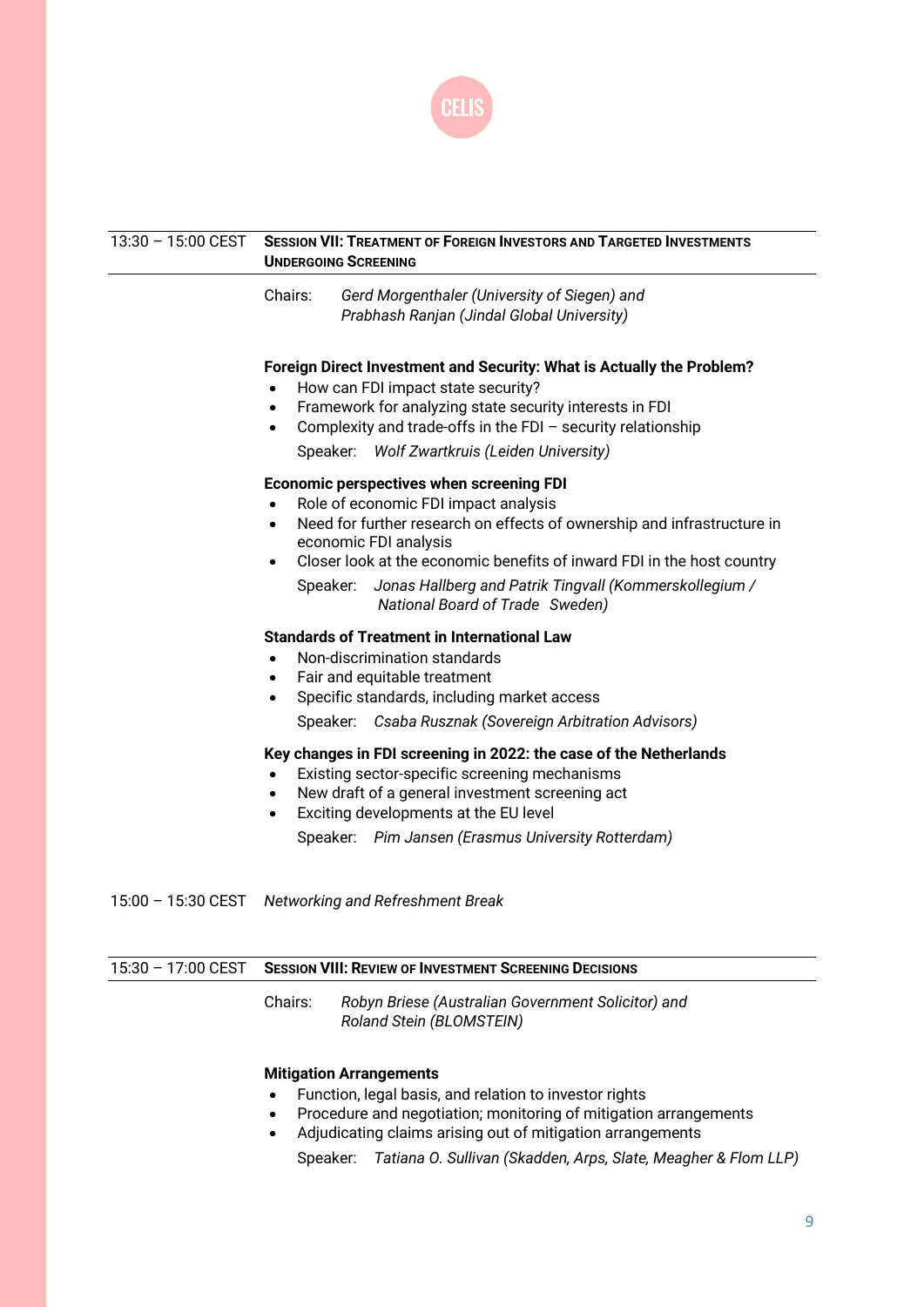CELIS

**13:30 – 15:00 CEST** **SESSION VII: TREATMENT OF FOREIGN INVESTORS AND TARGETED INVESTMENTS UNDERGOING SCREENING**

Chairs: *Gerd Morgenthaler (University of Siegen) and Prabhash Ranjan (Jindal Global University)*

**Foreign Direct Investment and Security: What is Actually the Problem?**

- How can FDI impact state security?
- Framework for analyzing state security interests in FDI
- Complexity and trade-offs in the FDI – security relationship

Speaker: *Wolf Zwartkruis (Leiden University)*

**Economic perspectives when screening FDI**

- Role of economic FDI impact analysis
- Need for further research on effects of ownership and infrastructure in economic FDI analysis
- Closer look at the economic benefits of inward FDI in the host country

Speaker: *Jonas Hallberg and Patrik Tingvall (Kommerskollegium / National Board of Trade Sweden)*

**Standards of Treatment in International Law**

- Non-discrimination standards
- Fair and equitable treatment
- Specific standards, including market access

Speaker: *Csaba Rusznak (Sovereign Arbitration Advisors)*

**Key changes in FDI screening in 2022: the case of the Netherlands**

- Existing sector-specific screening mechanisms
- New draft of a general investment screening act
- Exciting developments at the EU level

Speaker: *Pim Jansen (Erasmus University Rotterdam)*

**15:00 – 15:30 CEST** *Networking and Refreshment Break*

**15:30 – 17:00 CEST** **SESSION VIII: REVIEW OF INVESTMENT SCREENING DECISIONS**

Chairs: *Robyn Briese (Australian Government Solicitor) and Roland Stein (BLOMSTEIN)*

**Mitigation Arrangements**

- Function, legal basis, and relation to investor rights
- Procedure and negotiation; monitoring of mitigation arrangements
- Adjudicating claims arising out of mitigation arrangements

Speaker: *Tatiana O. Sullivan (Skadden, Arps, Slate, Meagher & Flom LLP)*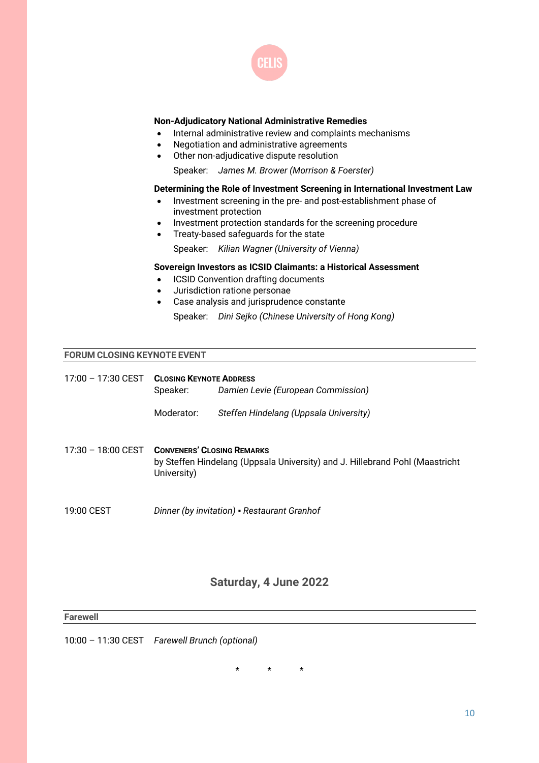**Non-Adjudicatory National Administrative Remedies**

- Internal administrative review and complaints mechanisms
- Negotiation and administrative agreements
- Other non-adjudicative dispute resolution

Speaker: *James M. Brower (Morrison & Foerster)*

**Determining the Role of Investment Screening in International Investment Law**

- Investment screening in the pre- and post-establishment phase of investment protection
- Investment protection standards for the screening procedure
- Treaty-based safeguards for the state

Speaker: *Kilian Wagner (University of Vienna)*

**Sovereign Investors as ICSID Claimants: a Historical Assessment**

- ICSID Convention drafting documents
- Jurisdiction ratione personae
- Case analysis and jurisprudence constante

Speaker: *Dini Sejko (Chinese University of Hong Kong)*

---

**FORUM CLOSING KEYNOTE EVENT**

---

17:00 – 17:30 CEST **Closing Keynote Address**

Speaker: *Damien Levie (European Commission)*

Moderator: *Steffen Hindelang (Uppsala University)*

17:30 – 18:00 CEST **Conveners' Closing Remarks**

by Steffen Hindelang (Uppsala University) and J. Hillebrand Pohl (Maastricht University)

19:00 CEST *Dinner (by invitation) ▪ Restaurant Granhof*

## Saturday, 4 June 2022

---

**Farewell**

---

10:00 – 11:30 CEST *Farewell Brunch (optional)*

\* \* \*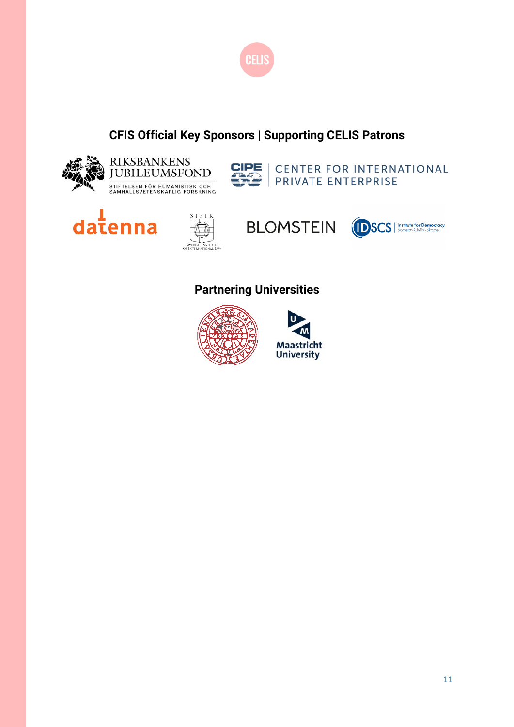CELIS

## CFIS Official Key Sponsors | Supporting CELIS Patrons

RIKSBANKENS JUBILEUMSFOND

STIFTELSEN FÖR HUMANISTISK OCH SAMHÄLLSVETENSKAPLIG FORSKNING

CIPE | CENTER FOR INTERNATIONAL PRIVATE ENTERPRISE

datenna

SIFIR

SWEDISH INSTITUTE OF INTERNATIONAL LAW

BLOMSTEIN

IDSCS | Institute for Democracy Societas Civilis -Skopje

## Partnering Universities

Maastricht University